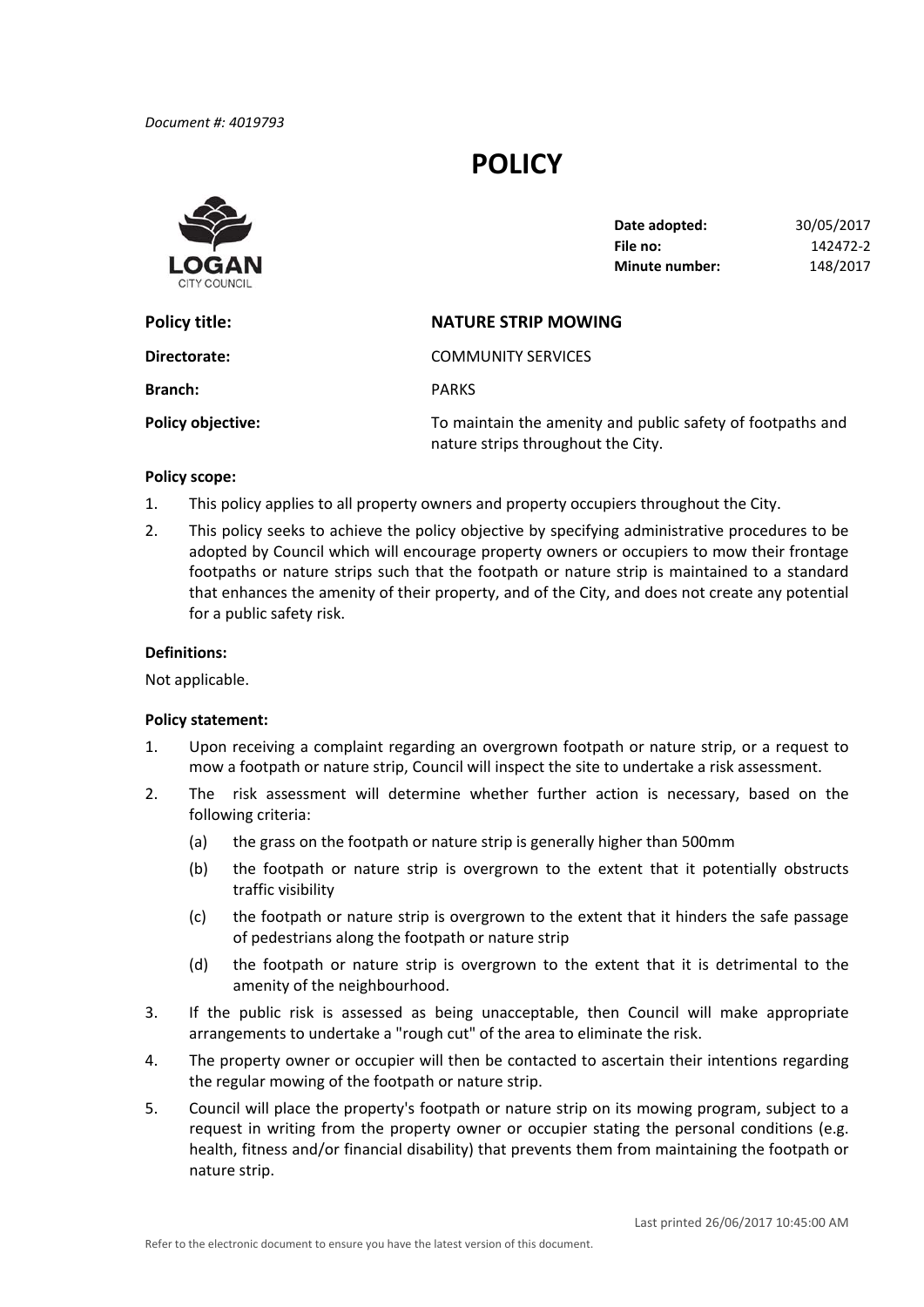*Document #: 4019793*

# POLICY

**Date adopted:** 30/05/2017
**File no:** 142472-2
**Minute number:** 148/2017

| | |
|---|---|
| **Policy title:** | **NATURE STRIP MOWING** |
| **Directorate:** | COMMUNITY SERVICES |
| **Branch:** | PARKS |
| **Policy objective:** | To maintain the amenity and public safety of footpaths and nature strips throughout the City. |

**Policy scope:**

1. This policy applies to all property owners and property occupiers throughout the City.
2. This policy seeks to achieve the policy objective by specifying administrative procedures to be adopted by Council which will encourage property owners or occupiers to mow their frontage footpaths or nature strips such that the footpath or nature strip is maintained to a standard that enhances the amenity of their property, and of the City, and does not create any potential for a public safety risk.

**Definitions:**

Not applicable.

**Policy statement:**

1. Upon receiving a complaint regarding an overgrown footpath or nature strip, or a request to mow a footpath or nature strip, Council will inspect the site to undertake a risk assessment.
2. The risk assessment will determine whether further action is necessary, based on the following criteria:
   (a) the grass on the footpath or nature strip is generally higher than 500mm
   (b) the footpath or nature strip is overgrown to the extent that it potentially obstructs traffic visibility
   (c) the footpath or nature strip is overgrown to the extent that it hinders the safe passage of pedestrians along the footpath or nature strip
   (d) the footpath or nature strip is overgrown to the extent that it is detrimental to the amenity of the neighbourhood.
3. If the public risk is assessed as being unacceptable, then Council will make appropriate arrangements to undertake a "rough cut" of the area to eliminate the risk.
4. The property owner or occupier will then be contacted to ascertain their intentions regarding the regular mowing of the footpath or nature strip.
5. Council will place the property's footpath or nature strip on its mowing program, subject to a request in writing from the property owner or occupier stating the personal conditions (e.g. health, fitness and/or financial disability) that prevents them from maintaining the footpath or nature strip.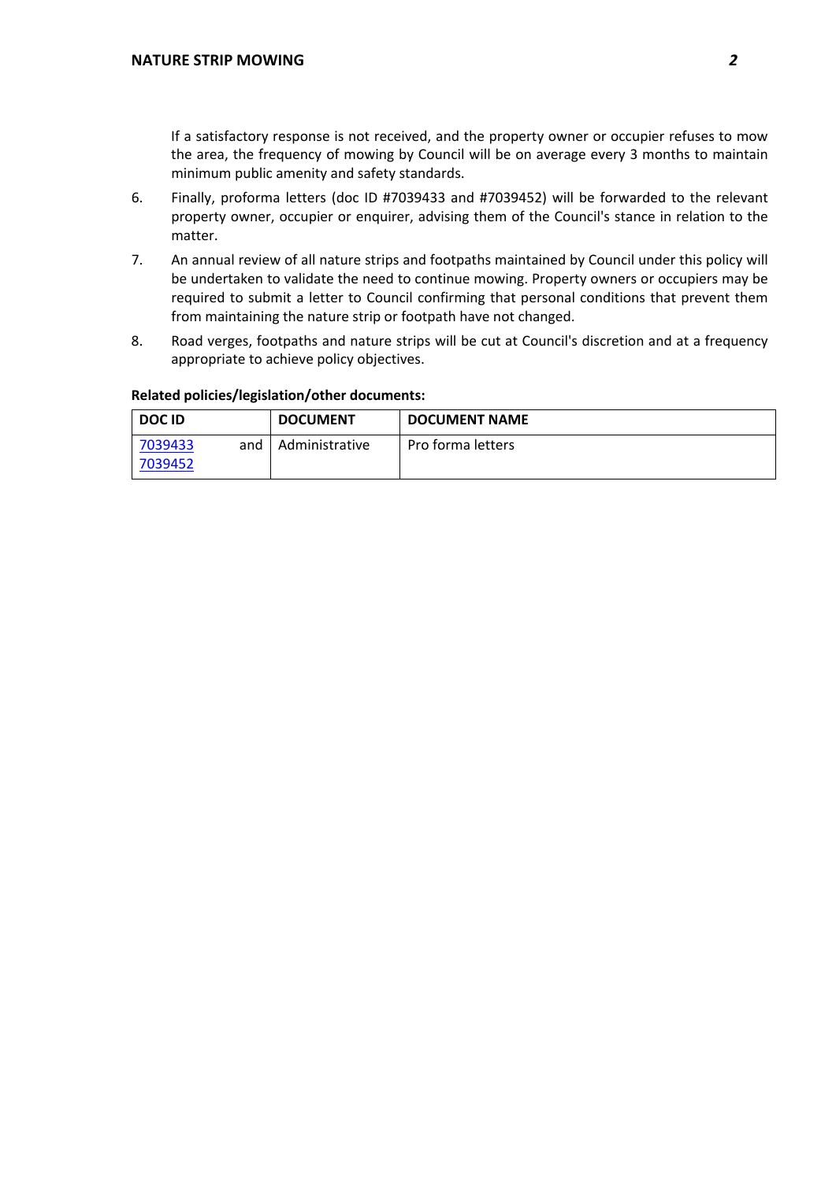If a satisfactory response is not received, and the property owner or occupier refuses to mow the area, the frequency of mowing by Council will be on average every 3 months to maintain minimum public amenity and safety standards.

6. Finally, proforma letters (doc ID #7039433 and #7039452) will be forwarded to the relevant property owner, occupier or enquirer, advising them of the Council's stance in relation to the matter.
7. An annual review of all nature strips and footpaths maintained by Council under this policy will be undertaken to validate the need to continue mowing. Property owners or occupiers may be required to submit a letter to Council confirming that personal conditions that prevent them from maintaining the nature strip or footpath have not changed.
8. Road verges, footpaths and nature strips will be cut at Council's discretion and at a frequency appropriate to achieve policy objectives.

**Related policies/legislation/other documents:**

| DOC ID | DOCUMENT | DOCUMENT NAME |
|---|---|---|
| 7039433 and 7039452 | Administrative | Pro forma letters |